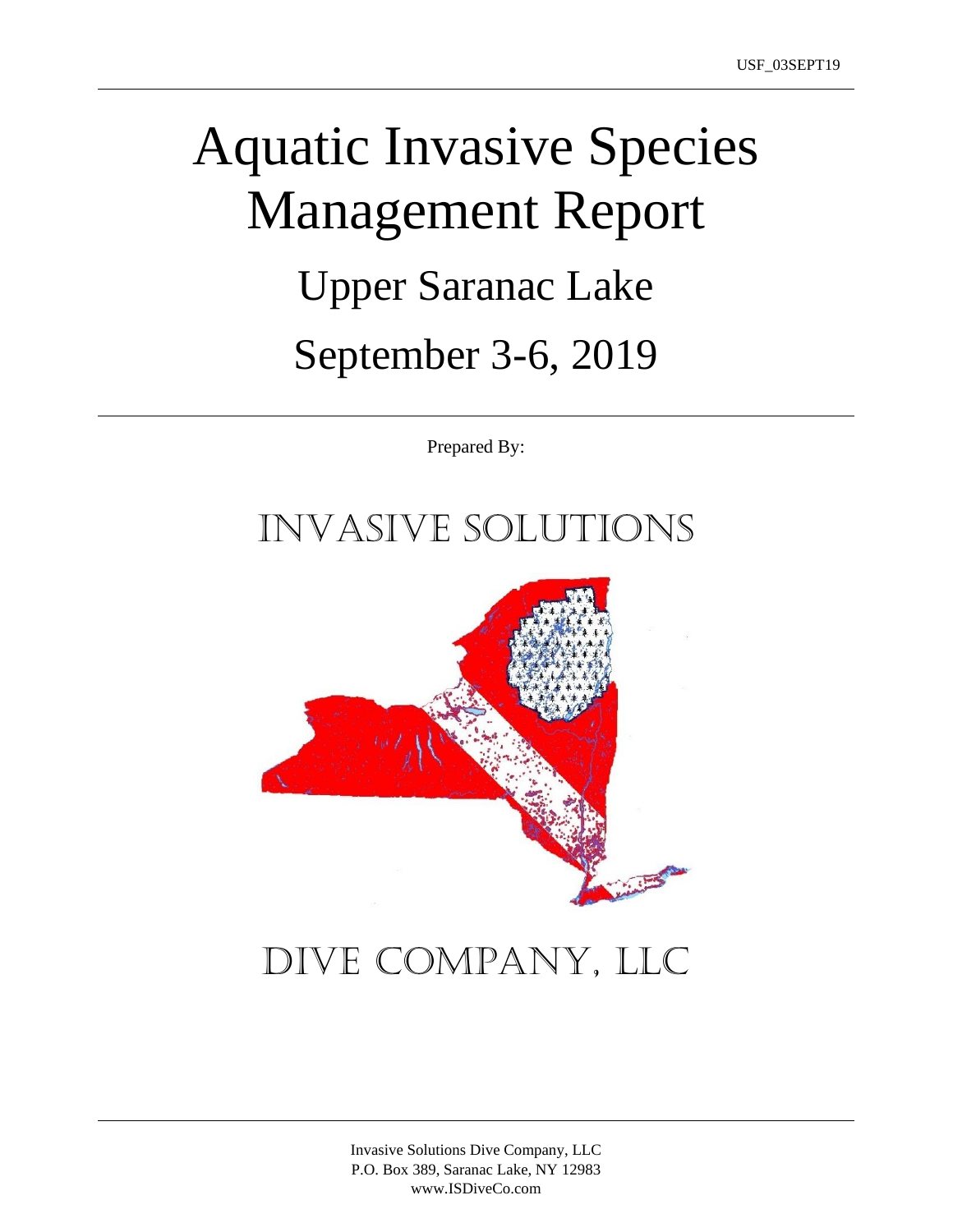USF_03SEPT19

# Aquatic Invasive Species Management Report

## Upper Saranac Lake

## September 3-6, 2019

Prepared By:

INVASIVE SOLUTIONS

DIVE COMPANY, LLC

Invasive Solutions Dive Company, LLC
P.O. Box 389, Saranac Lake, NY 12983
www.ISDiveCo.com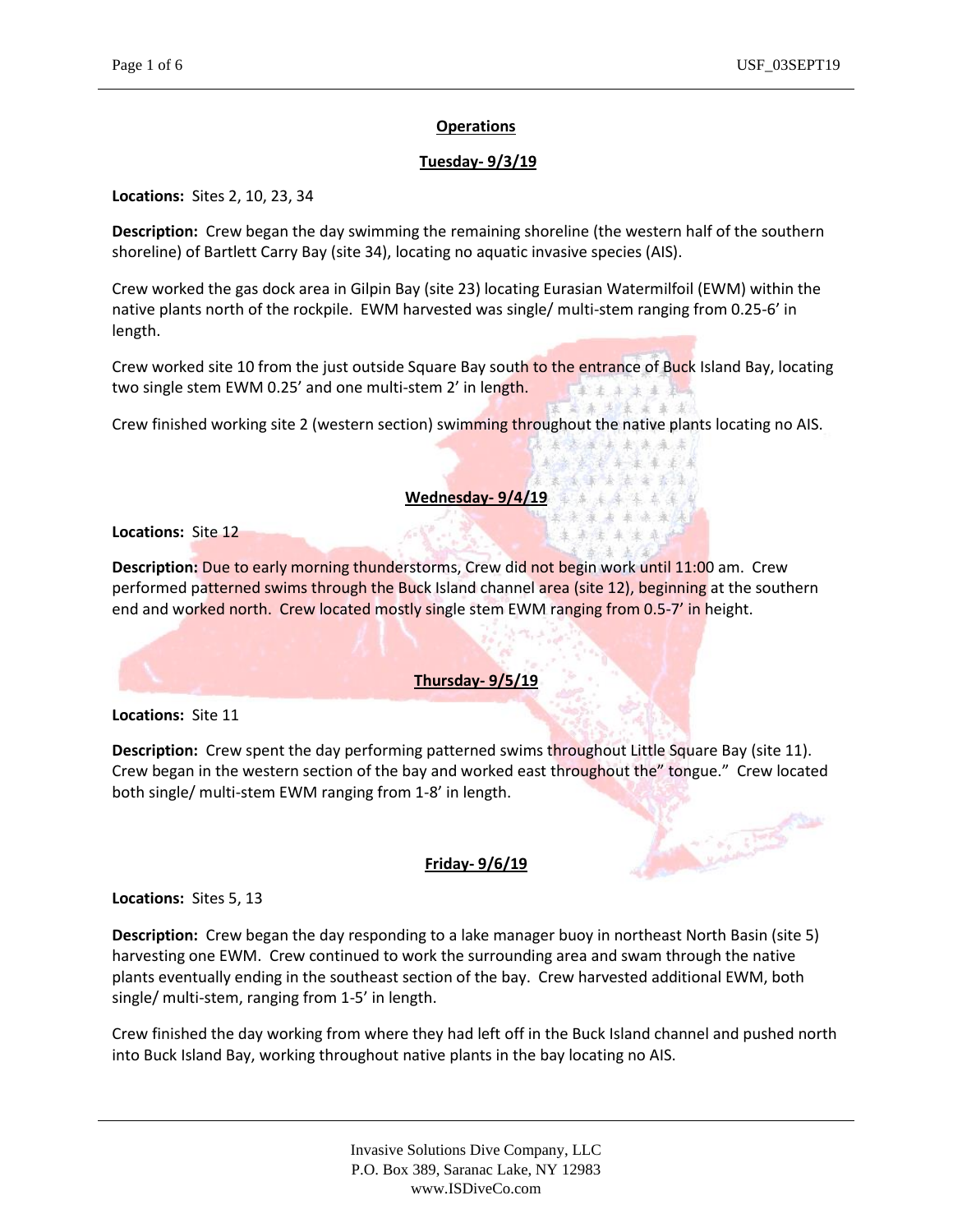## Operations

### Tuesday- 9/3/19

**Locations:** Sites 2, 10, 23, 34

**Description:** Crew began the day swimming the remaining shoreline (the western half of the southern shoreline) of Bartlett Carry Bay (site 34), locating no aquatic invasive species (AIS).

Crew worked the gas dock area in Gilpin Bay (site 23) locating Eurasian Watermilfoil (EWM) within the native plants north of the rockpile. EWM harvested was single/ multi-stem ranging from 0.25-6' in length.

Crew worked site 10 from the just outside Square Bay south to the entrance of Buck Island Bay, locating two single stem EWM 0.25' and one multi-stem 2' in length.

Crew finished working site 2 (western section) swimming throughout the native plants locating no AIS.

### Wednesday- 9/4/19

**Locations:** Site 12

**Description:** Due to early morning thunderstorms, Crew did not begin work until 11:00 am. Crew performed patterned swims through the Buck Island channel area (site 12), beginning at the southern end and worked north. Crew located mostly single stem EWM ranging from 0.5-7' in height.

### Thursday- 9/5/19

**Locations:** Site 11

**Description:** Crew spent the day performing patterned swims throughout Little Square Bay (site 11). Crew began in the western section of the bay and worked east throughout the" tongue." Crew located both single/ multi-stem EWM ranging from 1-8' in length.

### Friday- 9/6/19

**Locations:** Sites 5, 13

**Description:** Crew began the day responding to a lake manager buoy in northeast North Basin (site 5) harvesting one EWM. Crew continued to work the surrounding area and swam through the native plants eventually ending in the southeast section of the bay. Crew harvested additional EWM, both single/ multi-stem, ranging from 1-5' in length.

Crew finished the day working from where they had left off in the Buck Island channel and pushed north into Buck Island Bay, working throughout native plants in the bay locating no AIS.

Invasive Solutions Dive Company, LLC
P.O. Box 389, Saranac Lake, NY 12983
www.ISDiveCo.com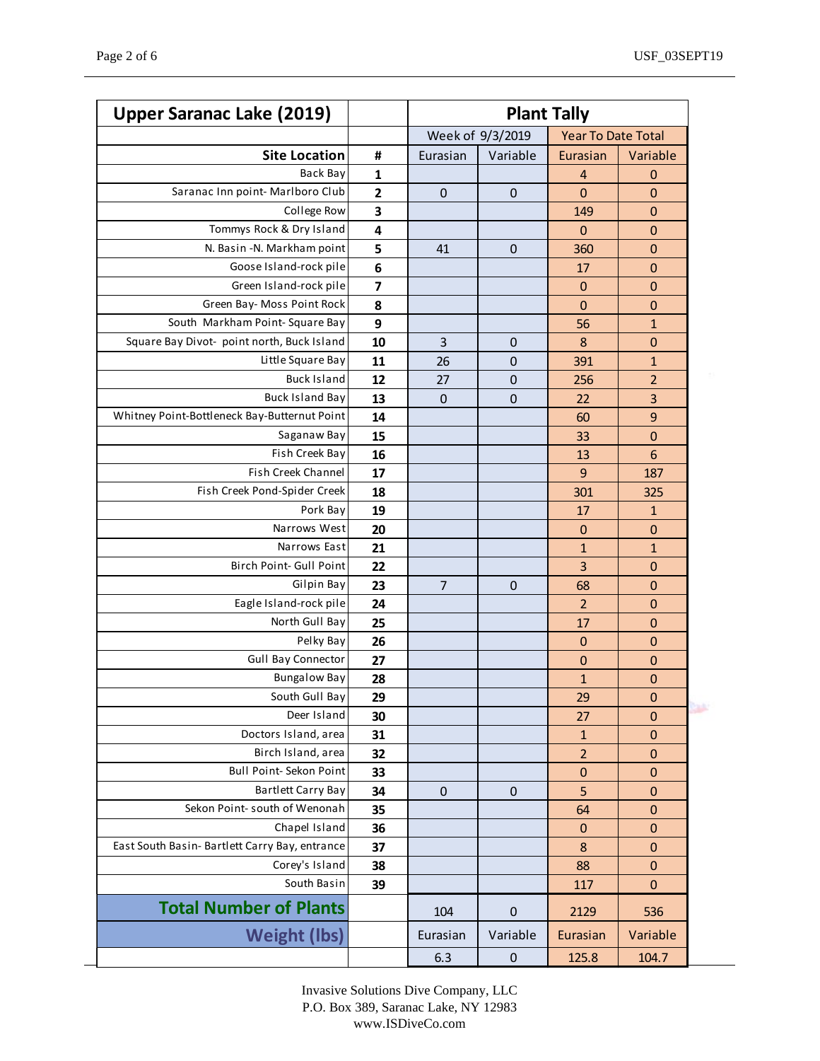| Upper Saranac Lake (2019) | | Plant Tally | | | |
|---|---|---|---|---|---|
| | | Week of 9/3/2019 | | Year To Date Total | |
| **Site Location** | **#** | Eurasian | Variable | Eurasian | Variable |
| Back Bay | **1** | | | 4 | 0 |
| Saranac Inn point- Marlboro Club | **2** | 0 | 0 | 0 | 0 |
| College Row | **3** | | | 149 | 0 |
| Tommys Rock & Dry Island | **4** | | | 0 | 0 |
| N. Basin -N. Markham point | **5** | 41 | 0 | 360 | 0 |
| Goose Island-rock pile | **6** | | | 17 | 0 |
| Green Island-rock pile | **7** | | | 0 | 0 |
| Green Bay- Moss Point Rock | **8** | | | 0 | 0 |
| South Markham Point- Square Bay | **9** | | | 56 | 1 |
| Square Bay Divot- point north, Buck Island | **10** | 3 | 0 | 8 | 0 |
| Little Square Bay | **11** | 26 | 0 | 391 | 1 |
| Buck Island | **12** | 27 | 0 | 256 | 2 |
| Buck Island Bay | **13** | 0 | 0 | 22 | 3 |
| Whitney Point-Bottleneck Bay-Butternut Point | **14** | | | 60 | 9 |
| Saganaw Bay | **15** | | | 33 | 0 |
| Fish Creek Bay | **16** | | | 13 | 6 |
| Fish Creek Channel | **17** | | | 9 | 187 |
| Fish Creek Pond-Spider Creek | **18** | | | 301 | 325 |
| Pork Bay | **19** | | | 17 | 1 |
| Narrows West | **20** | | | 0 | 0 |
| Narrows East | **21** | | | 1 | 1 |
| Birch Point- Gull Point | **22** | | | 3 | 0 |
| Gilpin Bay | **23** | 7 | 0 | 68 | 0 |
| Eagle Island-rock pile | **24** | | | 2 | 0 |
| North Gull Bay | **25** | | | 17 | 0 |
| Pelky Bay | **26** | | | 0 | 0 |
| Gull Bay Connector | **27** | | | 0 | 0 |
| Bungalow Bay | **28** | | | 1 | 0 |
| South Gull Bay | **29** | | | 29 | 0 |
| Deer Island | **30** | | | 27 | 0 |
| Doctors Island, area | **31** | | | 1 | 0 |
| Birch Island, area | **32** | | | 2 | 0 |
| Bull Point- Sekon Point | **33** | | | 0 | 0 |
| Bartlett Carry Bay | **34** | 0 | 0 | 5 | 0 |
| Sekon Point- south of Wenonah | **35** | | | 64 | 0 |
| Chapel Island | **36** | | | 0 | 0 |
| East South Basin- Bartlett Carry Bay, entrance | **37** | | | 8 | 0 |
| Corey's Island | **38** | | | 88 | 0 |
| South Basin | **39** | | | 117 | 0 |
| **Total Number of Plants** | | 104 | 0 | 2129 | 536 |
| **Weight (lbs)** | | Eurasian | Variable | Eurasian | Variable |
| | | 6.3 | 0 | 125.8 | 104.7 |

Invasive Solutions Dive Company, LLC
P.O. Box 389, Saranac Lake, NY 12983
www.ISDiveCo.com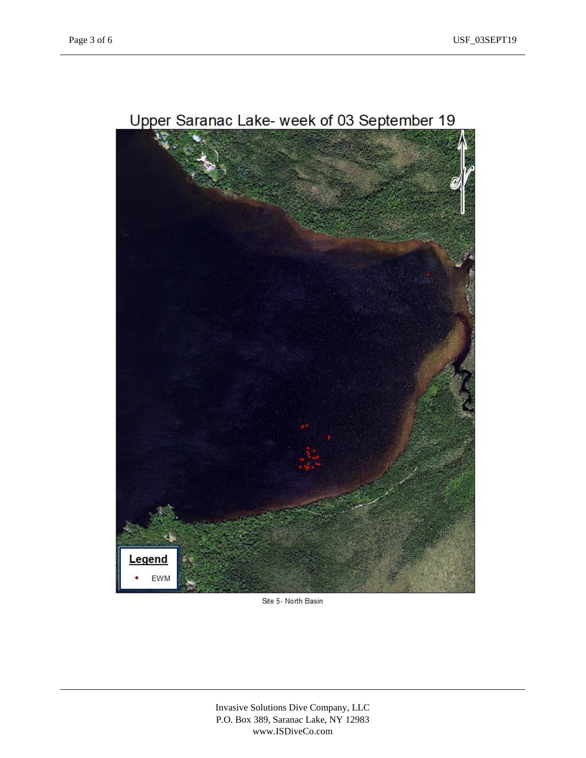Upper Saranac Lake- week of 03 September 19

Legend

EWM

Site 5- North Basin

Invasive Solutions Dive Company, LLC
P.O. Box 389, Saranac Lake, NY 12983
www.ISDiveCo.com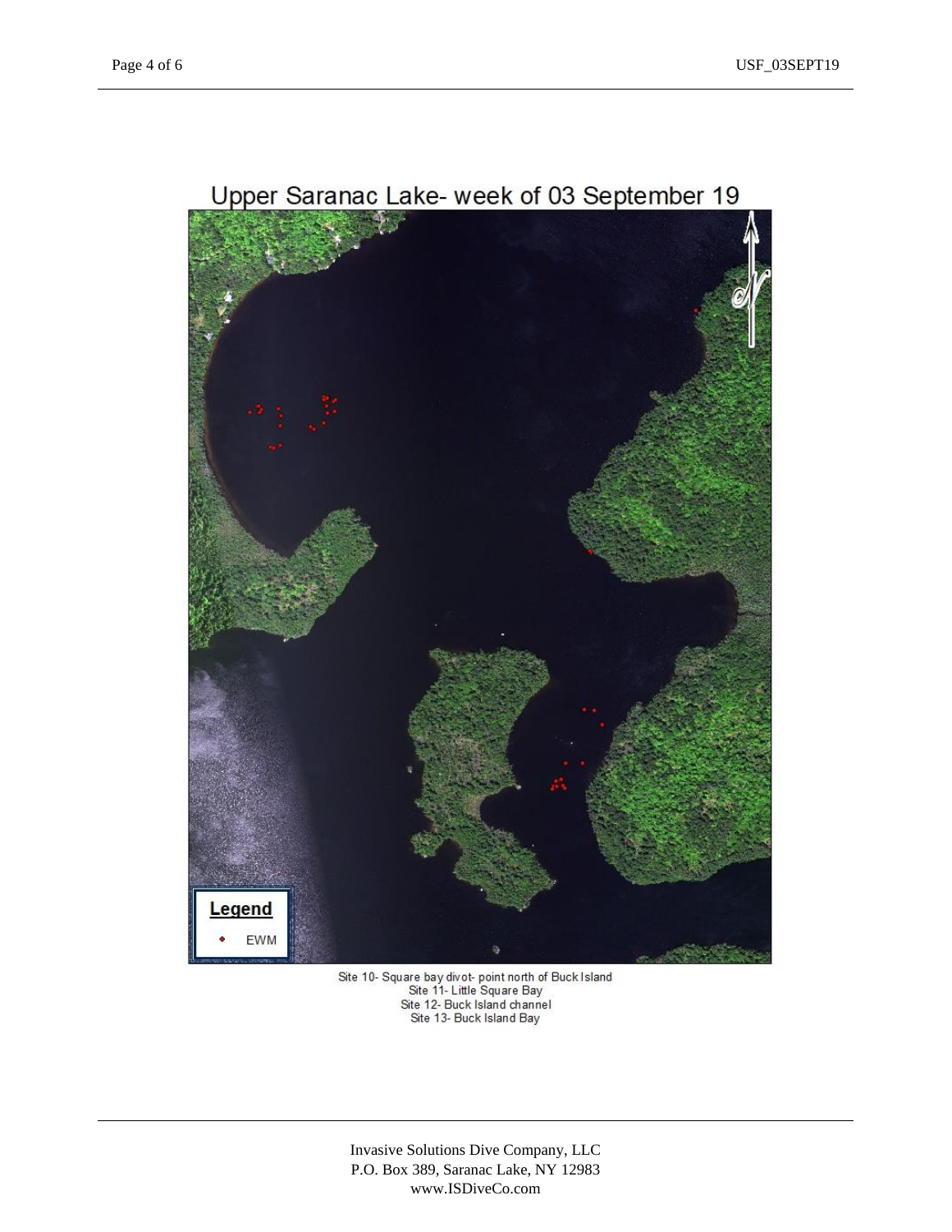## Upper Saranac Lake- week of 03 September 19

**Legend**

- EWM

Site 10- Square bay divot- point north of Buck Island
Site 11- Little Square Bay
Site 12- Buck Island channel
Site 13- Buck Island Bay

Invasive Solutions Dive Company, LLC
P.O. Box 389, Saranac Lake, NY 12983
www.ISDiveCo.com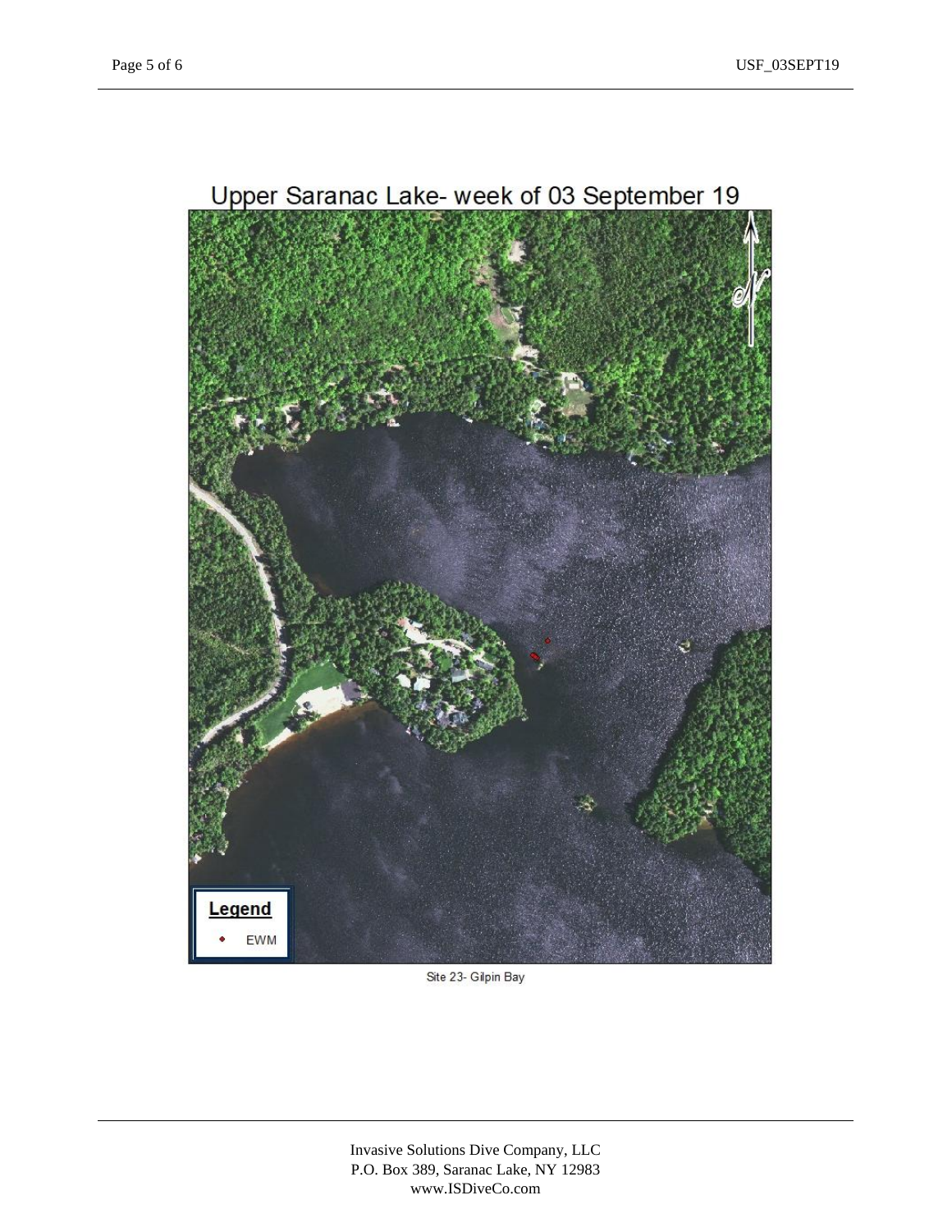Upper Saranac Lake- week of 03 September 19

Legend

EWM

Site 23- Gilpin Bay

Invasive Solutions Dive Company, LLC
P.O. Box 389, Saranac Lake, NY 12983
www.ISDiveCo.com